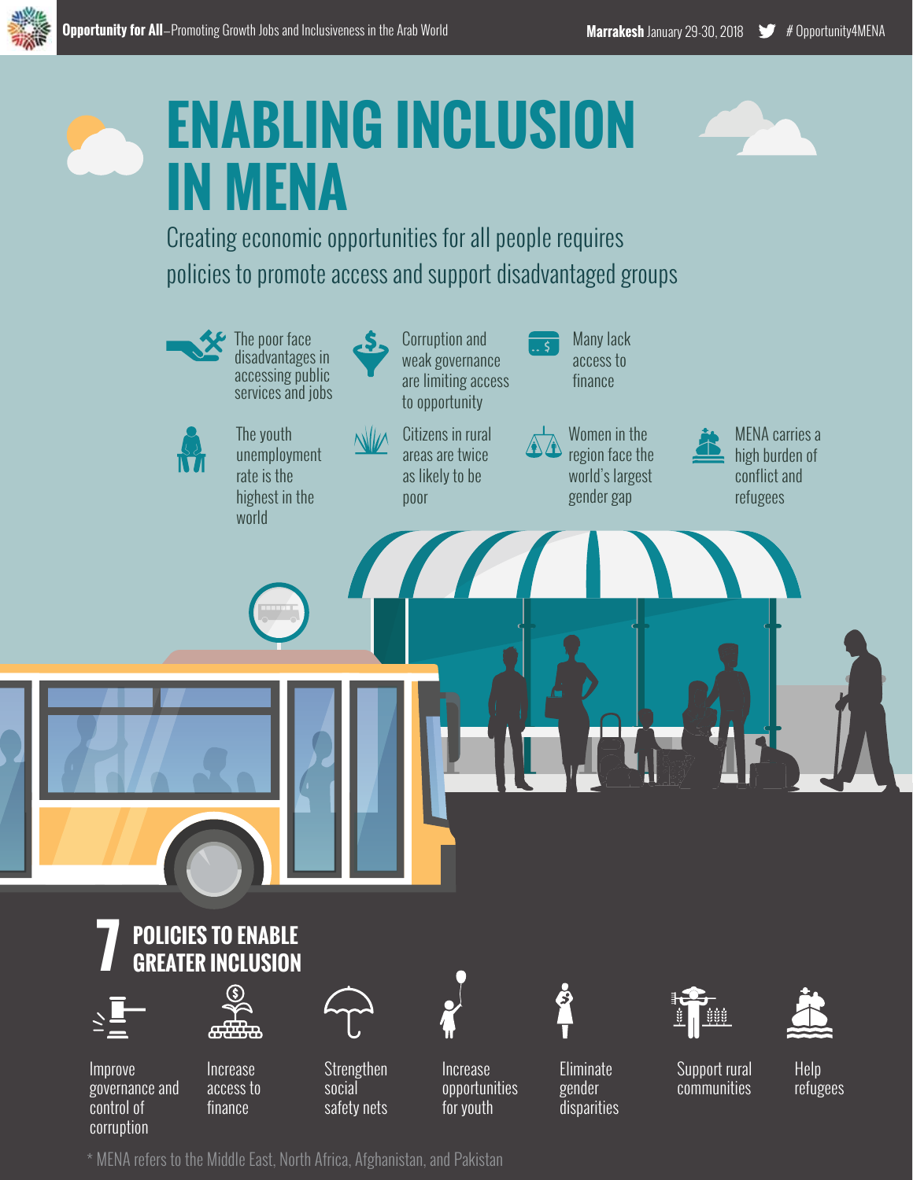# ENABLING INCLUSION IN MENA

Creating economic opportunities for all people requires policies to promote access and support disadvantaged groups

- The poor face disadvantages in accessing public services and jobs
- Corruption and weak governance are limiting access to opportunity
- Many lack access to finance
- The youth unemployment rate is the highest in the world
- Citizens in rural areas are twice as likely to be poor
- Women in the region face the world's largest gender gap
- MENA carries a high burden of conflict and refugees

## 7 POLICIES TO ENABLE GREATER INCLUSION

- Improve governance and control of corruption
- Increase access to finance
- Strengthen social safety nets
- Increase opportunities for youth
- Eliminate gender disparities
- Support rural communities
- Help refugees

\* MENA refers to the Middle East, North Africa, Afghanistan, and Pakistan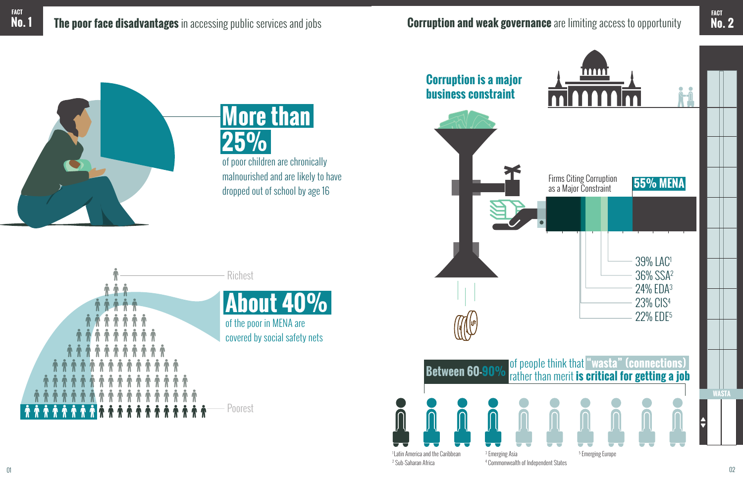## FACT No. 1

**The poor face disadvantages** in accessing public services and jobs

**More than 25%**

of poor children are chronically malnourished and are likely to have dropped out of school by age 16

Richest

**About 40%**

of the poor in MENA are covered by social safety nets

Poorest

## FACT No. 2

**Corruption and weak governance** are limiting access to opportunity

**Corruption is a major business constraint**

Firms Citing Corruption as a Major Constraint

**55% MENA**

39% LAC[1]
36% SSA[2]
24% EDA[3]
23% CIS[4]
22% EDE[5]

**Between 60-90%** of people think that **"wasta" (connections)** rather than merit **is critical for getting a job**

WASTA

[1] Latin America and the Caribbean
[2] Sub-Saharan Africa
[3] Emerging Asia
[4] Commonwealth of Independent States
[5] Emerging Europe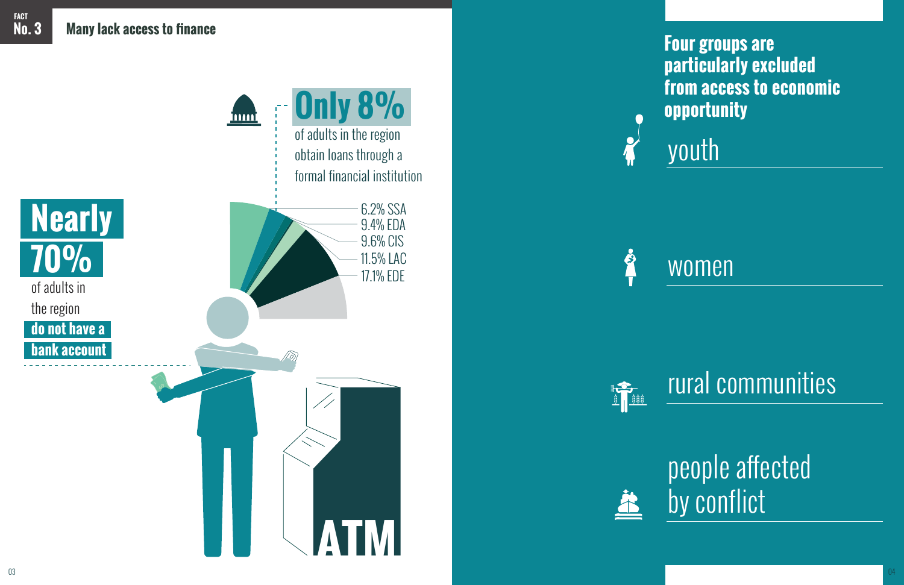FACT **No. 3**

## Many lack access to finance

**Only 8%** of adults in the region obtain loans through a formal financial institution

- 6.2% SSA
- 9.4% EDA
- 9.6% CIS
- 11.5% LAC
- 17.1% EDE

**Nearly 70%** of adults in the region **do not have a bank account**

ATM

### Four groups are particularly excluded from access to economic opportunity

- youth
- women
- rural communities
- people affected by conflict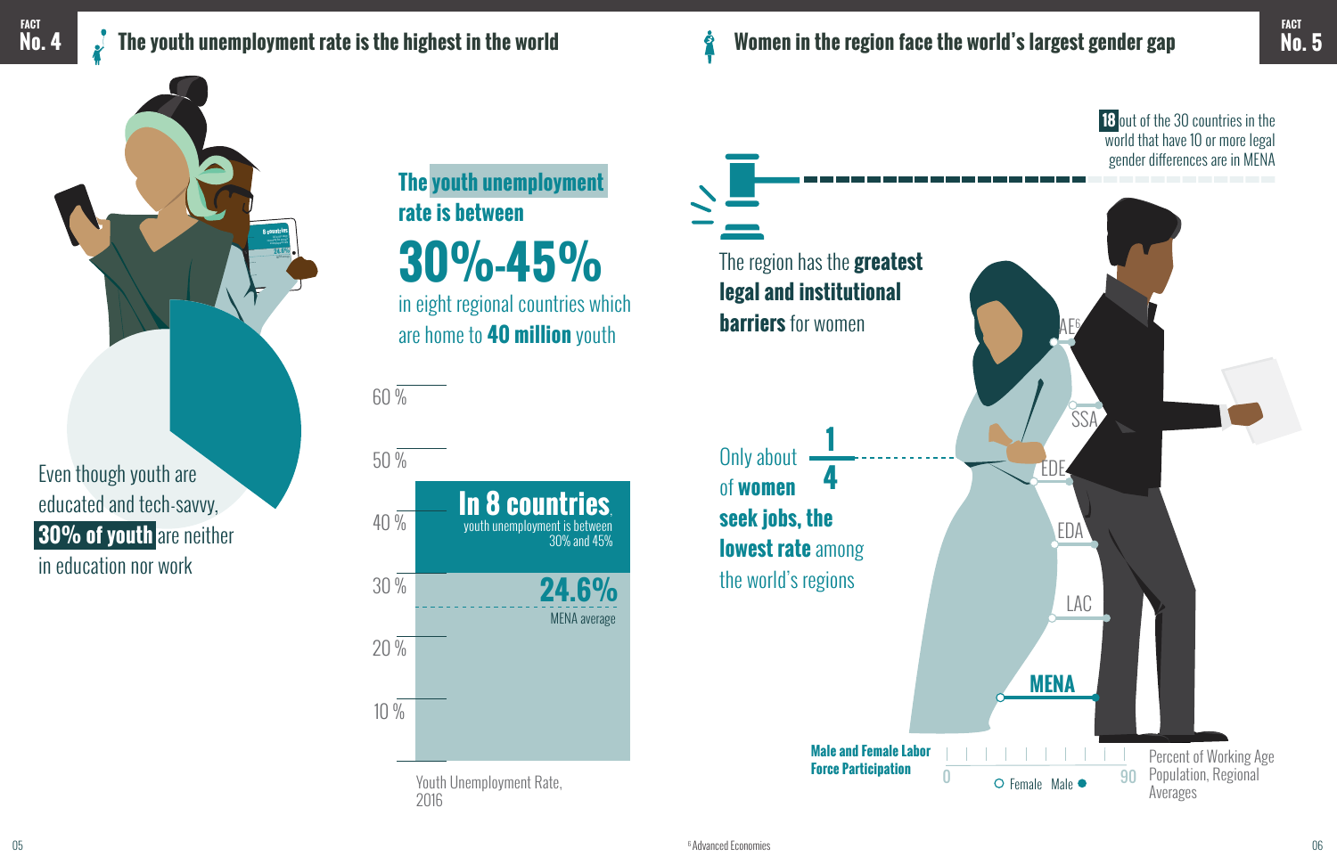FACT No. 4

## The youth unemployment rate is the highest in the world

Even though youth are educated and tech-savvy, **30% of youth** are neither in education nor work

The **youth unemployment rate is between**

**30%-45%**

in eight regional countries which are home to **40 million** youth

60 %
50 %
40 %
30 %
20 %
10 %

**In 8 countries,** youth unemployment is between 30% and 45%

**24.6%** MENA average

Youth Unemployment Rate, 2016

FACT No. 5

## Women in the region face the world's largest gender gap

**18** out of the 30 countries in the world that have 10 or more legal gender differences are in MENA

The region has the **greatest legal and institutional barriers** for women

Only about **1/4** of **women seek jobs, the lowest rate** among the world's regions

AE[6]
SSA
EDE
EDA
LAC
**MENA**

**Male and Female Labor Force Participation**

0 — 90

Female Male

Percent of Working Age Population, Regional Averages

[6] Advanced Economies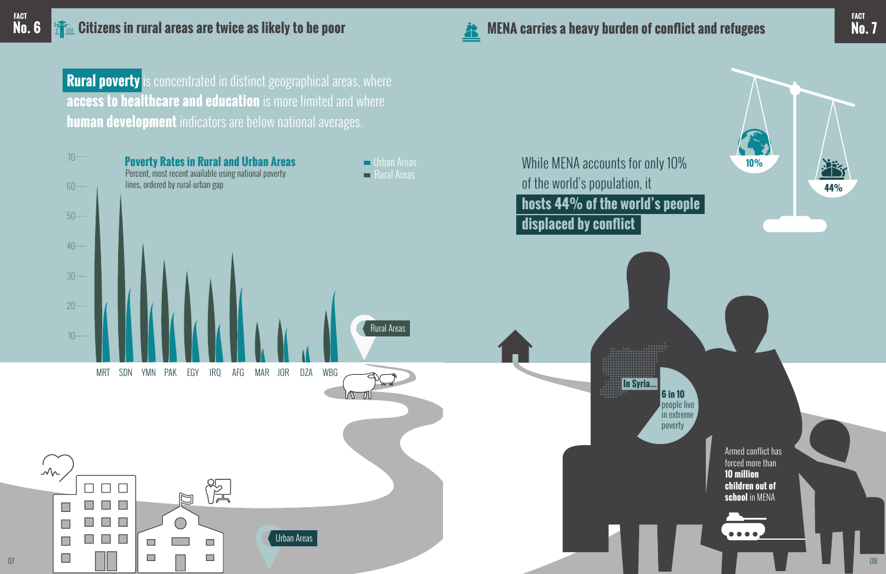FACT No. 6

## Citizens in rural areas are twice as likely to be poor

**Rural poverty** is concentrated in distinct geographical areas, where **access to healthcare and education** is more limited and where **human development** indicators are below national averages.

**Poverty Rates in Rural and Urban Areas**

Percent, most recent available using national poverty lines, ordered by rural-urban gap

Urban Areas
Rural Areas

MRT SDN YMN PAK EGY IRQ AFG MAR JOR DZA WBG

Rural Areas

Urban Areas

FACT No. 7

## MENA carries a heavy burden of conflict and refugees

While MENA accounts for only 10% of the world's population, it **hosts 44% of the world's people displaced by conflict**

10%

44%

In Syria... **6 in 10** people live in extreme poverty

Armed conflict has forced more than **10 million children out of school** in MENA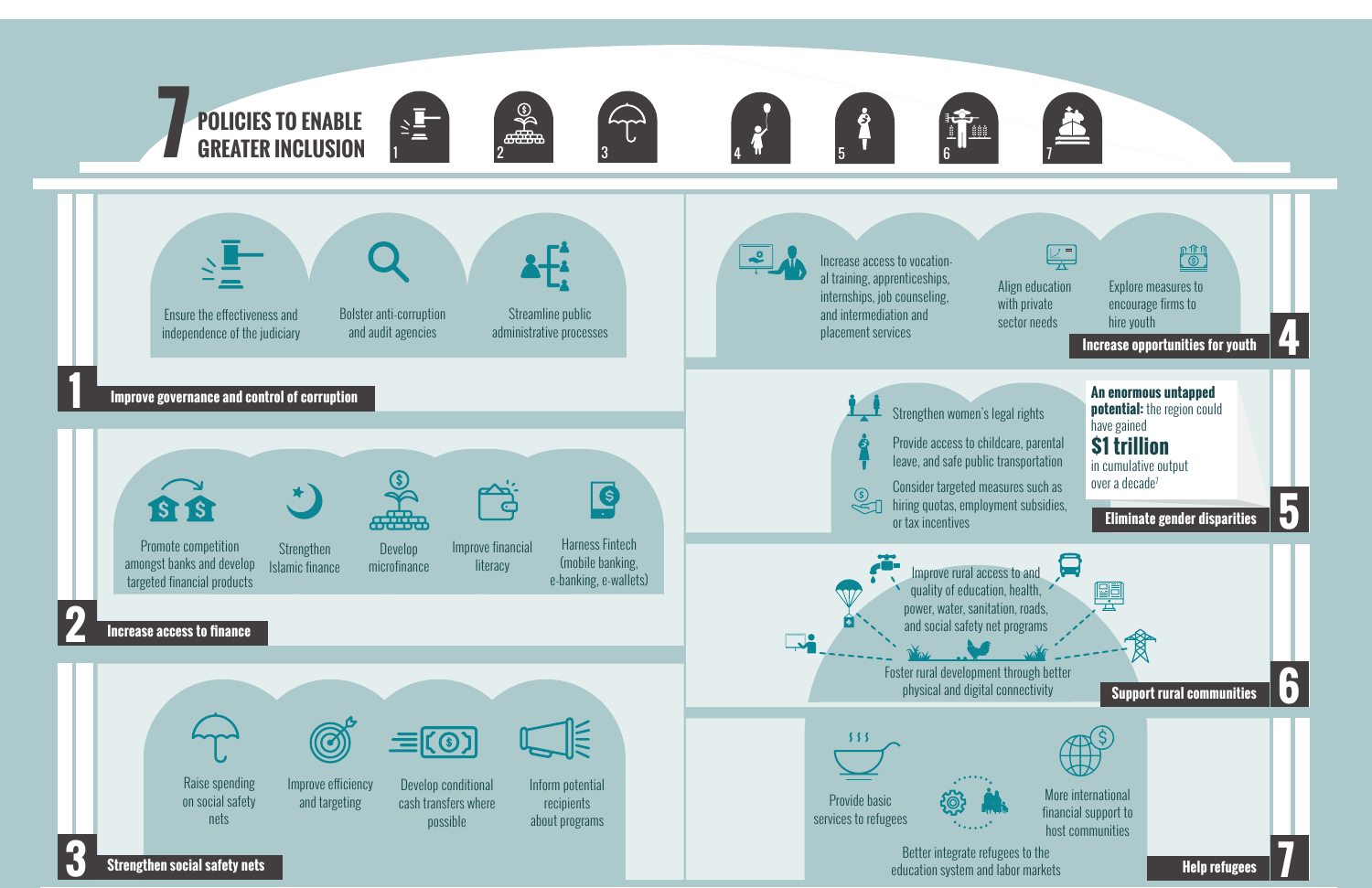# 7 POLICIES TO ENABLE GREATER INCLUSION

## 1 Improve governance and control of corruption

- Ensure the effectiveness and independence of the judiciary
- Bolster anti-corruption and audit agencies
- Streamline public administrative processes

## 2 Increase access to finance

- Promote competition amongst banks and develop targeted financial products
- Strengthen Islamic finance
- Develop microfinance
- Improve financial literacy
- Harness Fintech (mobile banking, e-banking, e-wallets)

## 3 Strengthen social safety nets

- Raise spending on social safety nets
- Improve efficiency and targeting
- Develop conditional cash transfers where possible
- Inform potential recipients about programs

## 4 Increase opportunities for youth

- Increase access to vocational training, apprenticeships, internships, job counseling, and intermediation and placement services
- Align education with private sector needs
- Explore measures to encourage firms to hire youth

## 5 Eliminate gender disparities

- Strengthen women's legal rights
- Provide access to childcare, parental leave, and safe public transportation
- Consider targeted measures such as hiring quotas, employment subsidies, or tax incentives

**An enormous untapped potential:** the region could have gained **$1 trillion** in cumulative output over a decade[7]

## 6 Support rural communities

- Improve rural access to and quality of education, health, power, water, sanitation, roads, and social safety net programs
- Foster rural development through better physical and digital connectivity

## 7 Help refugees

- Provide basic services to refugees
- More international financial support to host communities
- Better integrate refugees to the education system and labor markets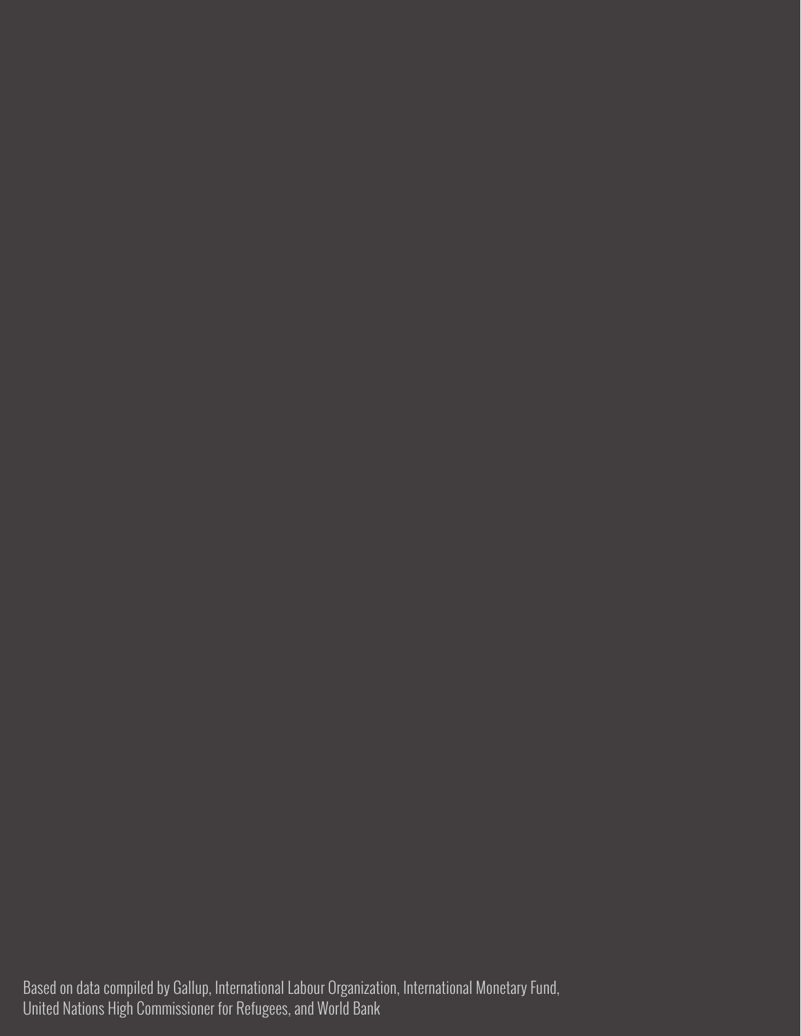Based on data compiled by Gallup, International Labour Organization, International Monetary Fund, United Nations High Commissioner for Refugees, and World Bank